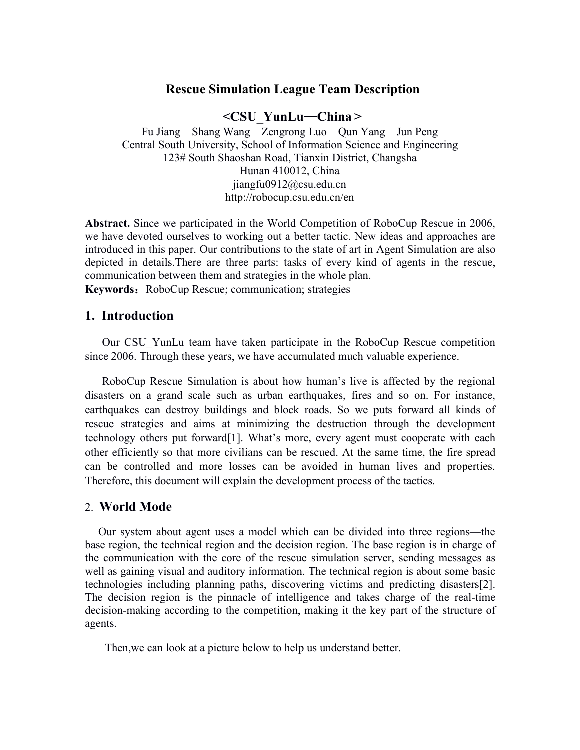# Rescue Simulation League Team Description

## <CSU_YunLu—China >

Fu Jiang Shang Wang Zengrong Luo Qun Yang Jun Peng
Central South University, School of Information Science and Engineering
123# South Shaoshan Road, Tianxin District, Changsha
Hunan 410012, China
jiangfu0912@csu.edu.cn
http://robocup.csu.edu.cn/en

**Abstract.** Since we participated in the World Competition of RoboCup Rescue in 2006, we have devoted ourselves to working out a better tactic. New ideas and approaches are introduced in this paper. Our contributions to the state of art in Agent Simulation are also depicted in details.There are three parts: tasks of every kind of agents in the rescue, communication between them and strategies in the whole plan.

**Keywords：**RoboCup Rescue; communication; strategies

## 1. Introduction

Our CSU_YunLu team have taken participate in the RoboCup Rescue competition since 2006. Through these years, we have accumulated much valuable experience.

RoboCup Rescue Simulation is about how human's live is affected by the regional disasters on a grand scale such as urban earthquakes, fires and so on. For instance, earthquakes can destroy buildings and block roads. So we puts forward all kinds of rescue strategies and aims at minimizing the destruction through the development technology others put forward[1]. What's more, every agent must cooperate with each other efficiently so that more civilians can be rescued. At the same time, the fire spread can be controlled and more losses can be avoided in human lives and properties. Therefore, this document will explain the development process of the tactics.

## 2. World Mode

Our system about agent uses a model which can be divided into three regions—the base region, the technical region and the decision region. The base region is in charge of the communication with the core of the rescue simulation server, sending messages as well as gaining visual and auditory information. The technical region is about some basic technologies including planning paths, discovering victims and predicting disasters[2]. The decision region is the pinnacle of intelligence and takes charge of the real-time decision-making according to the competition, making it the key part of the structure of agents.

Then,we can look at a picture below to help us understand better.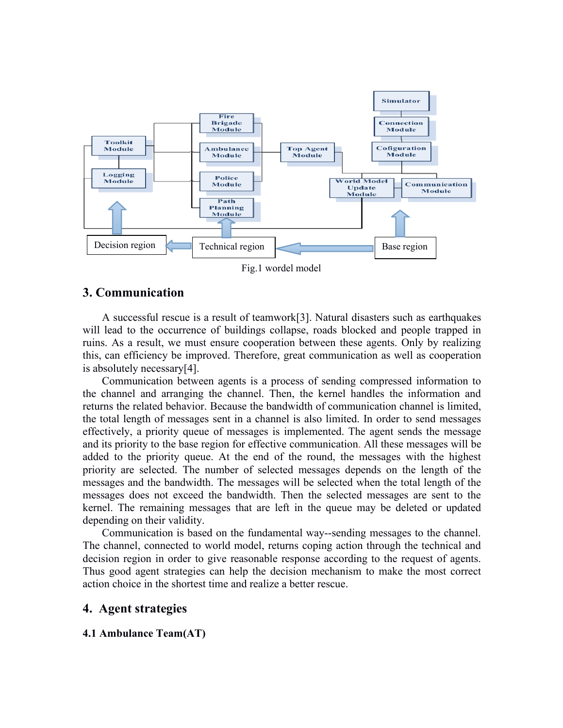Fig.1 wordel model

## 3. Communication

A successful rescue is a result of teamwork[3]. Natural disasters such as earthquakes will lead to the occurrence of buildings collapse, roads blocked and people trapped in ruins. As a result, we must ensure cooperation between these agents. Only by realizing this, can efficiency be improved. Therefore, great communication as well as cooperation is absolutely necessary[4].

Communication between agents is a process of sending compressed information to the channel and arranging the channel. Then, the kernel handles the information and returns the related behavior. Because the bandwidth of communication channel is limited, the total length of messages sent in a channel is also limited. In order to send messages effectively, a priority queue of messages is implemented. The agent sends the message and its priority to the base region for effective communication. All these messages will be added to the priority queue. At the end of the round, the messages with the highest priority are selected. The number of selected messages depends on the length of the messages and the bandwidth. The messages will be selected when the total length of the messages does not exceed the bandwidth. Then the selected messages are sent to the kernel. The remaining messages that are left in the queue may be deleted or updated depending on their validity.

Communication is based on the fundamental way--sending messages to the channel. The channel, connected to world model, returns coping action through the technical and decision region in order to give reasonable response according to the request of agents. Thus good agent strategies can help the decision mechanism to make the most correct action choice in the shortest time and realize a better rescue.

## 4. Agent strategies

### 4.1 Ambulance Team(AT)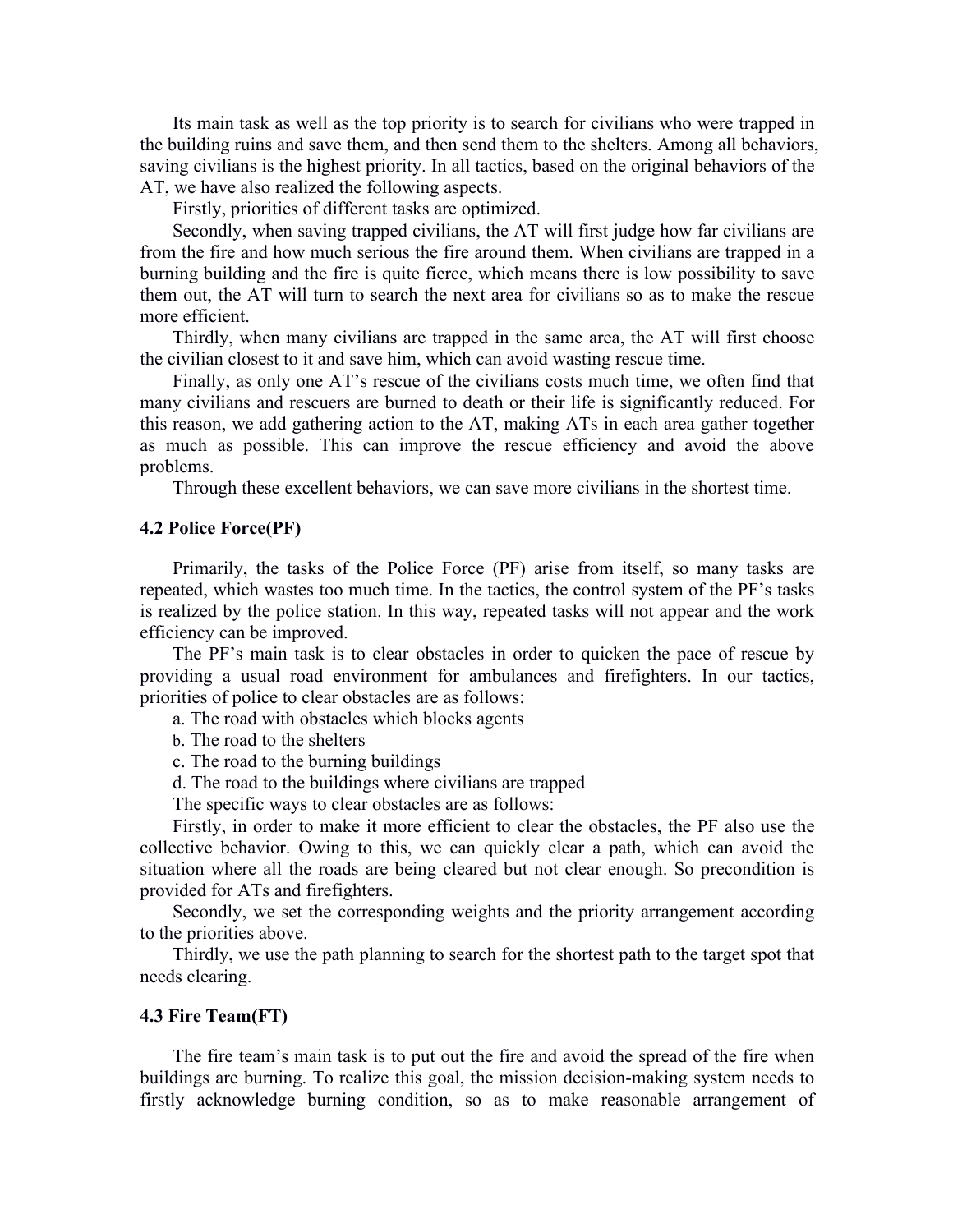Its main task as well as the top priority is to search for civilians who were trapped in the building ruins and save them, and then send them to the shelters. Among all behaviors, saving civilians is the highest priority. In all tactics, based on the original behaviors of the AT, we have also realized the following aspects.

Firstly, priorities of different tasks are optimized.

Secondly, when saving trapped civilians, the AT will first judge how far civilians are from the fire and how much serious the fire around them. When civilians are trapped in a burning building and the fire is quite fierce, which means there is low possibility to save them out, the AT will turn to search the next area for civilians so as to make the rescue more efficient.

Thirdly, when many civilians are trapped in the same area, the AT will first choose the civilian closest to it and save him, which can avoid wasting rescue time.

Finally, as only one AT's rescue of the civilians costs much time, we often find that many civilians and rescuers are burned to death or their life is significantly reduced. For this reason, we add gathering action to the AT, making ATs in each area gather together as much as possible. This can improve the rescue efficiency and avoid the above problems.

Through these excellent behaviors, we can save more civilians in the shortest time.

### 4.2 Police Force(PF)

Primarily, the tasks of the Police Force (PF) arise from itself, so many tasks are repeated, which wastes too much time. In the tactics, the control system of the PF's tasks is realized by the police station. In this way, repeated tasks will not appear and the work efficiency can be improved.

The PF's main task is to clear obstacles in order to quicken the pace of rescue by providing a usual road environment for ambulances and firefighters. In our tactics, priorities of police to clear obstacles are as follows:

a. The road with obstacles which blocks agents

b. The road to the shelters

c. The road to the burning buildings

d. The road to the buildings where civilians are trapped

The specific ways to clear obstacles are as follows:

Firstly, in order to make it more efficient to clear the obstacles, the PF also use the collective behavior. Owing to this, we can quickly clear a path, which can avoid the situation where all the roads are being cleared but not clear enough. So precondition is provided for ATs and firefighters.

Secondly, we set the corresponding weights and the priority arrangement according to the priorities above.

Thirdly, we use the path planning to search for the shortest path to the target spot that needs clearing.

### 4.3 Fire Team(FT)

The fire team's main task is to put out the fire and avoid the spread of the fire when buildings are burning. To realize this goal, the mission decision-making system needs to firstly acknowledge burning condition, so as to make reasonable arrangement of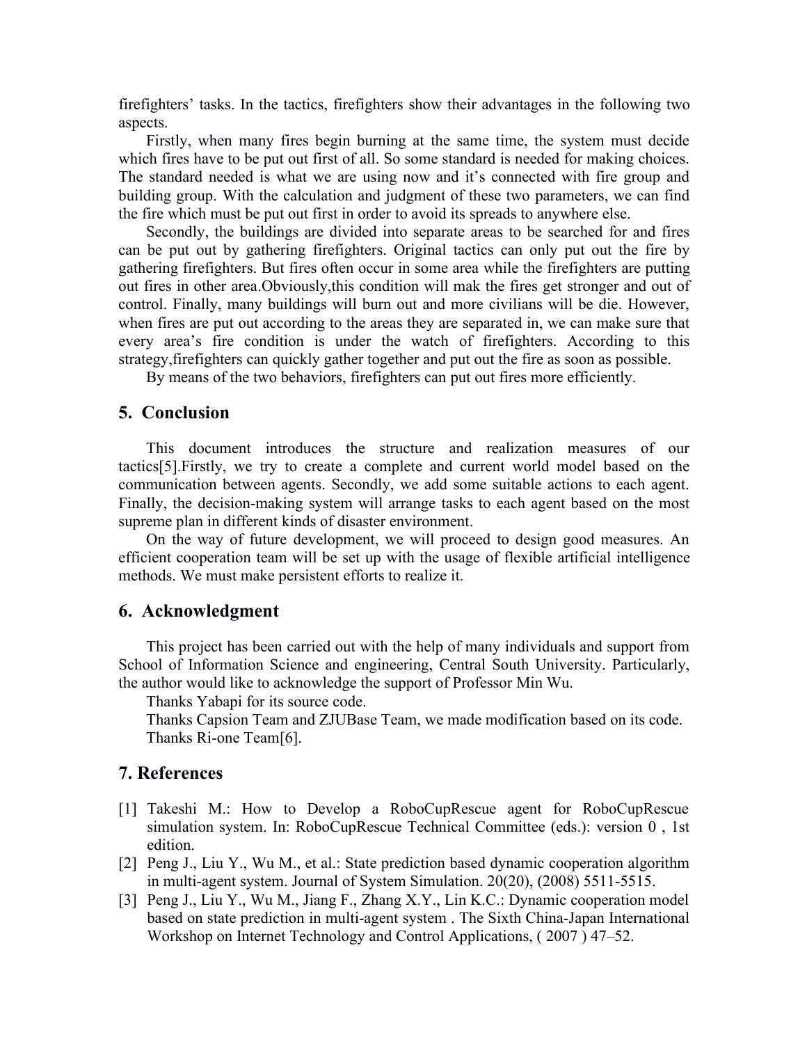firefighters' tasks. In the tactics, firefighters show their advantages in the following two aspects.

Firstly, when many fires begin burning at the same time, the system must decide which fires have to be put out first of all. So some standard is needed for making choices. The standard needed is what we are using now and it's connected with fire group and building group. With the calculation and judgment of these two parameters, we can find the fire which must be put out first in order to avoid its spreads to anywhere else.

Secondly, the buildings are divided into separate areas to be searched for and fires can be put out by gathering firefighters. Original tactics can only put out the fire by gathering firefighters. But fires often occur in some area while the firefighters are putting out fires in other area.Obviously,this condition will mak the fires get stronger and out of control. Finally, many buildings will burn out and more civilians will be die. However, when fires are put out according to the areas they are separated in, we can make sure that every area's fire condition is under the watch of firefighters. According to this strategy,firefighters can quickly gather together and put out the fire as soon as possible.

By means of the two behaviors, firefighters can put out fires more efficiently.

## 5. Conclusion

This document introduces the structure and realization measures of our tactics[5].Firstly, we try to create a complete and current world model based on the communication between agents. Secondly, we add some suitable actions to each agent. Finally, the decision-making system will arrange tasks to each agent based on the most supreme plan in different kinds of disaster environment.

On the way of future development, we will proceed to design good measures. An efficient cooperation team will be set up with the usage of flexible artificial intelligence methods. We must make persistent efforts to realize it.

## 6. Acknowledgment

This project has been carried out with the help of many individuals and support from School of Information Science and engineering, Central South University. Particularly, the author would like to acknowledge the support of Professor Min Wu.

Thanks Yabapi for its source code.

Thanks Capsion Team and ZJUBase Team, we made modification based on its code.

Thanks Ri-one Team[6].

## 7. References

[1] Takeshi M.: How to Develop a RoboCupRescue agent for RoboCupRescue simulation system. In: RoboCupRescue Technical Committee (eds.): version 0 , 1st edition.

[2] Peng J., Liu Y., Wu M., et al.: State prediction based dynamic cooperation algorithm in multi-agent system. Journal of System Simulation. 20(20), (2008) 5511-5515.

[3] Peng J., Liu Y., Wu M., Jiang F., Zhang X.Y., Lin K.C.: Dynamic cooperation model based on state prediction in multi-agent system . The Sixth China-Japan International Workshop on Internet Technology and Control Applications, ( 2007 ) 47–52.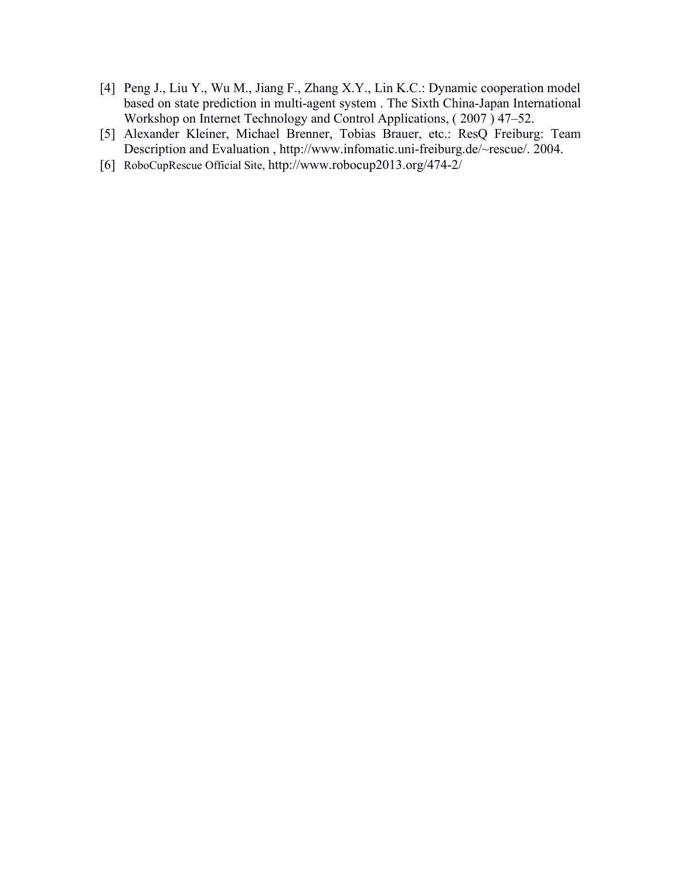[4] Peng J., Liu Y., Wu M., Jiang F., Zhang X.Y., Lin K.C.: Dynamic cooperation model based on state prediction in multi-agent system . The Sixth China-Japan International Workshop on Internet Technology and Control Applications, ( 2007 ) 47–52.

[5] Alexander Kleiner, Michael Brenner, Tobias Brauer, etc.: ResQ Freiburg: Team Description and Evaluation , http://www.infomatic.uni-freiburg.de/~rescue/. 2004.

[6] RoboCupRescue Official Site, http://www.robocup2013.org/474-2/